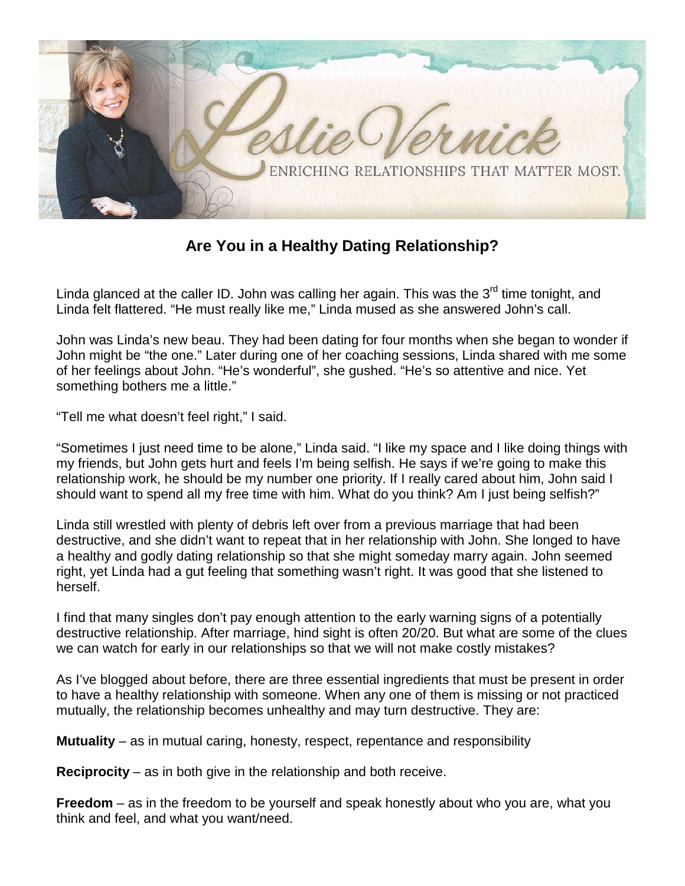# Are You in a Healthy Dating Relationship?

Linda glanced at the caller ID. John was calling her again. This was the 3rd time tonight, and Linda felt flattered. "He must really like me," Linda mused as she answered John's call.

John was Linda's new beau. They had been dating for four months when she began to wonder if John might be "the one." Later during one of her coaching sessions, Linda shared with me some of her feelings about John. "He's wonderful", she gushed. "He's so attentive and nice. Yet something bothers me a little."

"Tell me what doesn't feel right," I said.

"Sometimes I just need time to be alone," Linda said. "I like my space and I like doing things with my friends, but John gets hurt and feels I'm being selfish. He says if we're going to make this relationship work, he should be my number one priority. If I really cared about him, John said I should want to spend all my free time with him. What do you think? Am I just being selfish?"

Linda still wrestled with plenty of debris left over from a previous marriage that had been destructive, and she didn't want to repeat that in her relationship with John. She longed to have a healthy and godly dating relationship so that she might someday marry again. John seemed right, yet Linda had a gut feeling that something wasn't right. It was good that she listened to herself.

I find that many singles don't pay enough attention to the early warning signs of a potentially destructive relationship. After marriage, hind sight is often 20/20. But what are some of the clues we can watch for early in our relationships so that we will not make costly mistakes?

As I've blogged about before, there are three essential ingredients that must be present in order to have a healthy relationship with someone. When any one of them is missing or not practiced mutually, the relationship becomes unhealthy and may turn destructive. They are:

**Mutuality** – as in mutual caring, honesty, respect, repentance and responsibility

**Reciprocity** – as in both give in the relationship and both receive.

**Freedom** – as in the freedom to be yourself and speak honestly about who you are, what you think and feel, and what you want/need.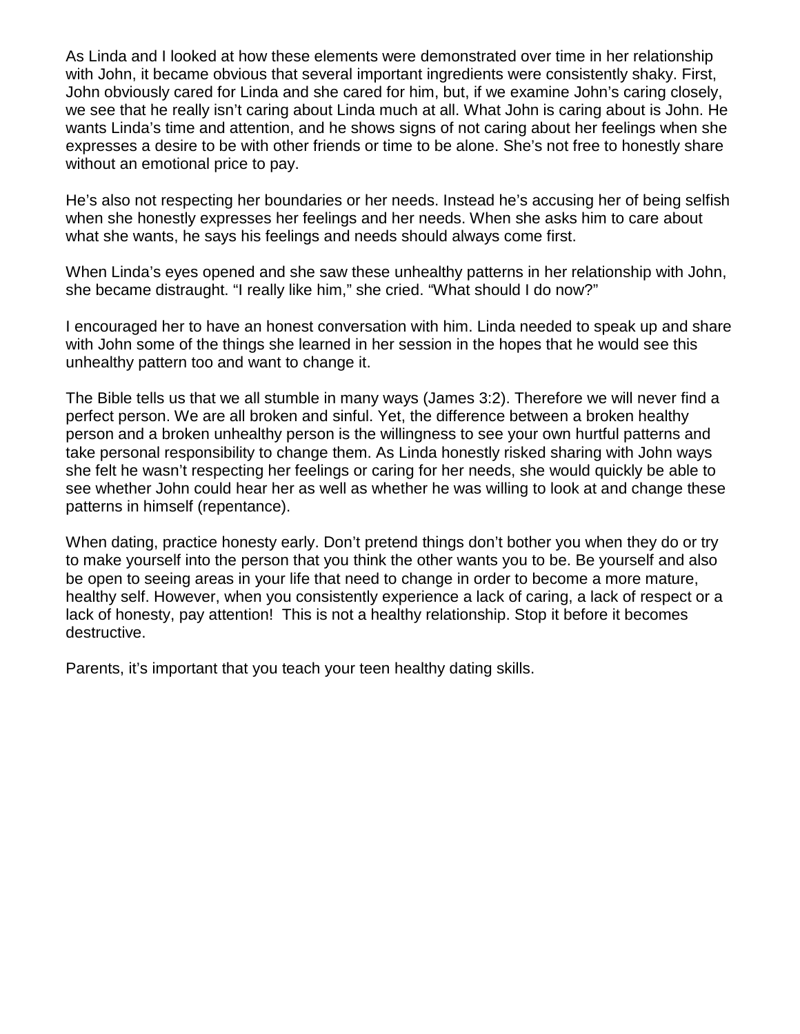As Linda and I looked at how these elements were demonstrated over time in her relationship with John, it became obvious that several important ingredients were consistently shaky. First, John obviously cared for Linda and she cared for him, but, if we examine John's caring closely, we see that he really isn't caring about Linda much at all. What John is caring about is John. He wants Linda's time and attention, and he shows signs of not caring about her feelings when she expresses a desire to be with other friends or time to be alone. She's not free to honestly share without an emotional price to pay.

He's also not respecting her boundaries or her needs. Instead he's accusing her of being selfish when she honestly expresses her feelings and her needs. When she asks him to care about what she wants, he says his feelings and needs should always come first.

When Linda's eyes opened and she saw these unhealthy patterns in her relationship with John, she became distraught. "I really like him," she cried. "What should I do now?"

I encouraged her to have an honest conversation with him. Linda needed to speak up and share with John some of the things she learned in her session in the hopes that he would see this unhealthy pattern too and want to change it.

The Bible tells us that we all stumble in many ways (James 3:2). Therefore we will never find a perfect person. We are all broken and sinful. Yet, the difference between a broken healthy person and a broken unhealthy person is the willingness to see your own hurtful patterns and take personal responsibility to change them. As Linda honestly risked sharing with John ways she felt he wasn't respecting her feelings or caring for her needs, she would quickly be able to see whether John could hear her as well as whether he was willing to look at and change these patterns in himself (repentance).

When dating, practice honesty early. Don't pretend things don't bother you when they do or try to make yourself into the person that you think the other wants you to be. Be yourself and also be open to seeing areas in your life that need to change in order to become a more mature, healthy self. However, when you consistently experience a lack of caring, a lack of respect or a lack of honesty, pay attention! This is not a healthy relationship. Stop it before it becomes destructive.

Parents, it's important that you teach your teen healthy dating skills.